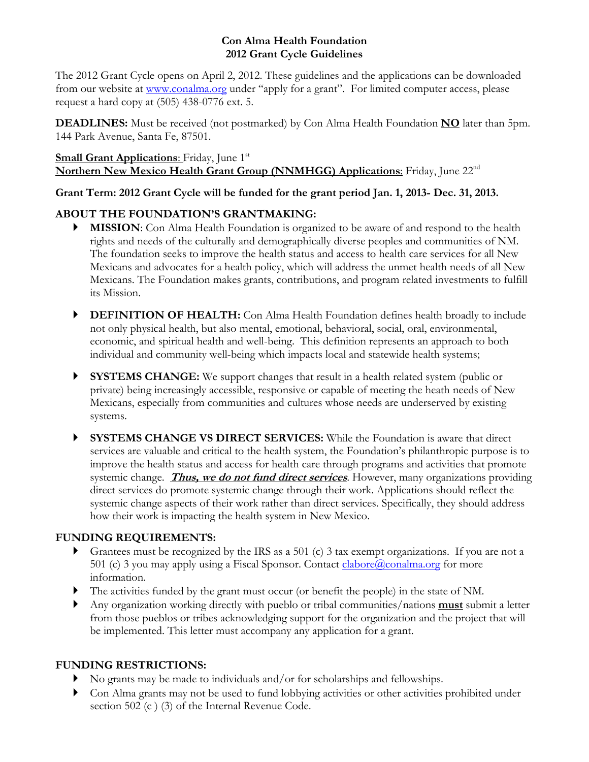# Con Alma Health Foundation
## 2012 Grant Cycle Guidelines

The 2012 Grant Cycle opens on April 2, 2012. These guidelines and the applications can be downloaded from our website at www.conalma.org under "apply for a grant". For limited computer access, please request a hard copy at (505) 438-0776 ext. 5.

**DEADLINES:** Must be received (not postmarked) by Con Alma Health Foundation **NO** later than 5pm. 144 Park Avenue, Santa Fe, 87501.

**Small Grant Applications**: Friday, June 1st
**Northern New Mexico Health Grant Group (NNMHGG) Applications**: Friday, June 22nd

**Grant Term: 2012 Grant Cycle will be funded for the grant period Jan. 1, 2013- Dec. 31, 2013.**

### ABOUT THE FOUNDATION'S GRANTMAKING:

- **MISSION**: Con Alma Health Foundation is organized to be aware of and respond to the health rights and needs of the culturally and demographically diverse peoples and communities of NM. The foundation seeks to improve the health status and access to health care services for all New Mexicans and advocates for a health policy, which will address the unmet health needs of all New Mexicans. The Foundation makes grants, contributions, and program related investments to fulfill its Mission.

- **DEFINITION OF HEALTH:** Con Alma Health Foundation defines health broadly to include not only physical health, but also mental, emotional, behavioral, social, oral, environmental, economic, and spiritual health and well-being. This definition represents an approach to both individual and community well-being which impacts local and statewide health systems;

- **SYSTEMS CHANGE:** We support changes that result in a health related system (public or private) being increasingly accessible, responsive or capable of meeting the heath needs of New Mexicans, especially from communities and cultures whose needs are underserved by existing systems.

- **SYSTEMS CHANGE VS DIRECT SERVICES:** While the Foundation is aware that direct services are valuable and critical to the health system, the Foundation's philanthropic purpose is to improve the health status and access for health care through programs and activities that promote systemic change. ***Thus, we do not fund direct services***. However, many organizations providing direct services do promote systemic change through their work. Applications should reflect the systemic change aspects of their work rather than direct services. Specifically, they should address how their work is impacting the health system in New Mexico.

### FUNDING REQUIREMENTS:

- Grantees must be recognized by the IRS as a 501 (c) 3 tax exempt organizations. If you are not a 501 (c) 3 you may apply using a Fiscal Sponsor. Contact clabore@conalma.org for more information.
- The activities funded by the grant must occur (or benefit the people) in the state of NM.
- Any organization working directly with pueblo or tribal communities/nations **must** submit a letter from those pueblos or tribes acknowledging support for the organization and the project that will be implemented. This letter must accompany any application for a grant.

### FUNDING RESTRICTIONS:

- No grants may be made to individuals and/or for scholarships and fellowships.
- Con Alma grants may not be used to fund lobbying activities or other activities prohibited under section 502 (c ) (3) of the Internal Revenue Code.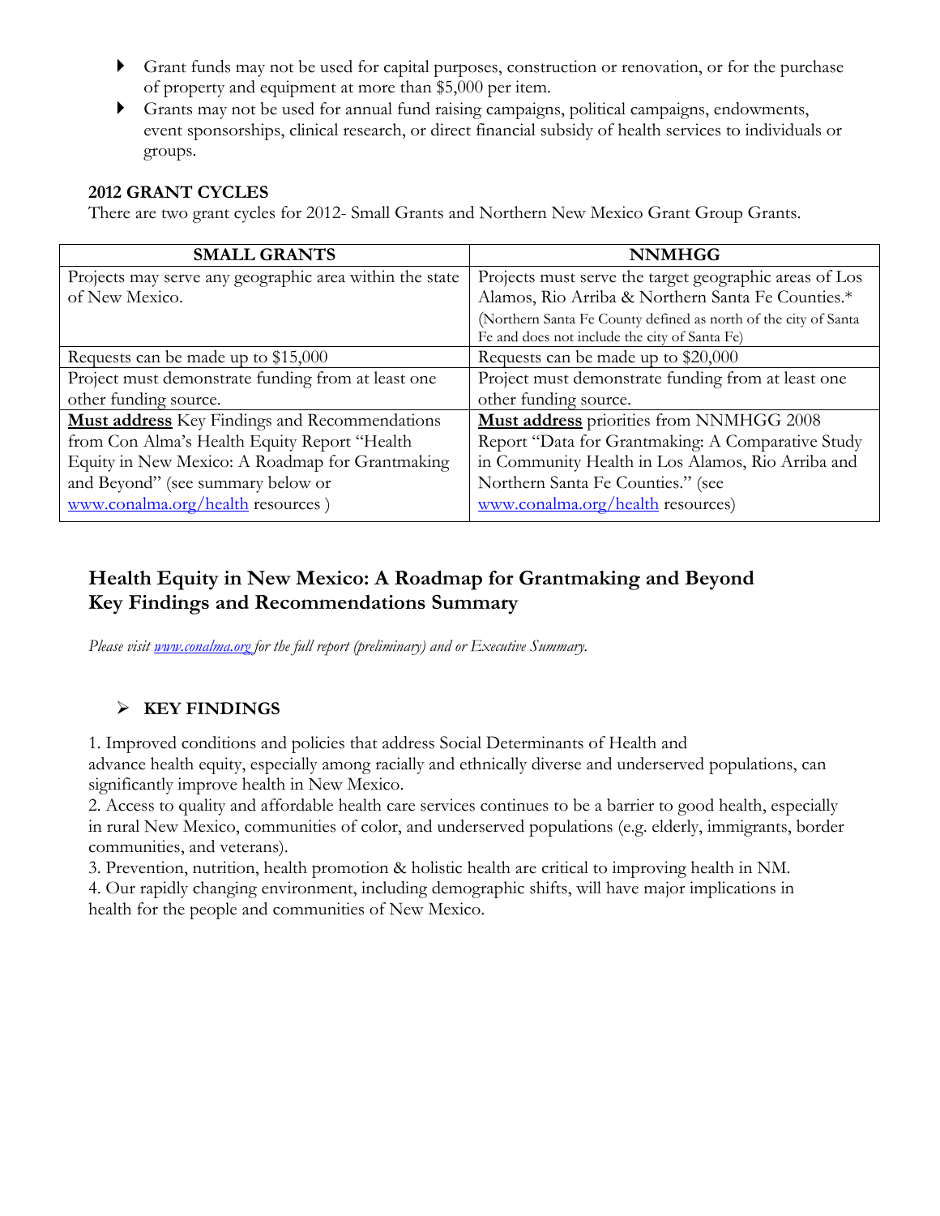- Grant funds may not be used for capital purposes, construction or renovation, or for the purchase of property and equipment at more than $5,000 per item.
- Grants may not be used for annual fund raising campaigns, political campaigns, endowments, event sponsorships, clinical research, or direct financial subsidy of health services to individuals or groups.

**2012 GRANT CYCLES**

There are two grant cycles for 2012- Small Grants and Northern New Mexico Grant Group Grants.

| SMALL GRANTS | NNMHGG |
|---|---|
| Projects may serve any geographic area within the state of New Mexico. | Projects must serve the target geographic areas of Los Alamos, Rio Arriba & Northern Santa Fe Counties.* (Northern Santa Fe County defined as north of the city of Santa Fe and does not include the city of Santa Fe) |
| Requests can be made up to $15,000 | Requests can be made up to $20,000 |
| Project must demonstrate funding from at least one other funding source. | Project must demonstrate funding from at least one other funding source. |
| <u>**Must address**</u> Key Findings and Recommendations from Con Alma's Health Equity Report "Health Equity in New Mexico: A Roadmap for Grantmaking and Beyond" (see summary below or www.conalma.org/health resources ) | <u>**Must address**</u> priorities from NNMHGG 2008 Report "Data for Grantmaking: A Comparative Study in Community Health in Los Alamos, Rio Arriba and Northern Santa Fe Counties." (see www.conalma.org/health resources) |

## Health Equity in New Mexico: A Roadmap for Grantmaking and Beyond
## Key Findings and Recommendations Summary

*Please visit www.conalma.org for the full report (preliminary) and or Executive Summary.*

### KEY FINDINGS

1. Improved conditions and policies that address Social Determinants of Health and advance health equity, especially among racially and ethnically diverse and underserved populations, can significantly improve health in New Mexico.
2. Access to quality and affordable health care services continues to be a barrier to good health, especially in rural New Mexico, communities of color, and underserved populations (e.g. elderly, immigrants, border communities, and veterans).
3. Prevention, nutrition, health promotion & holistic health are critical to improving health in NM.
4. Our rapidly changing environment, including demographic shifts, will have major implications in health for the people and communities of New Mexico.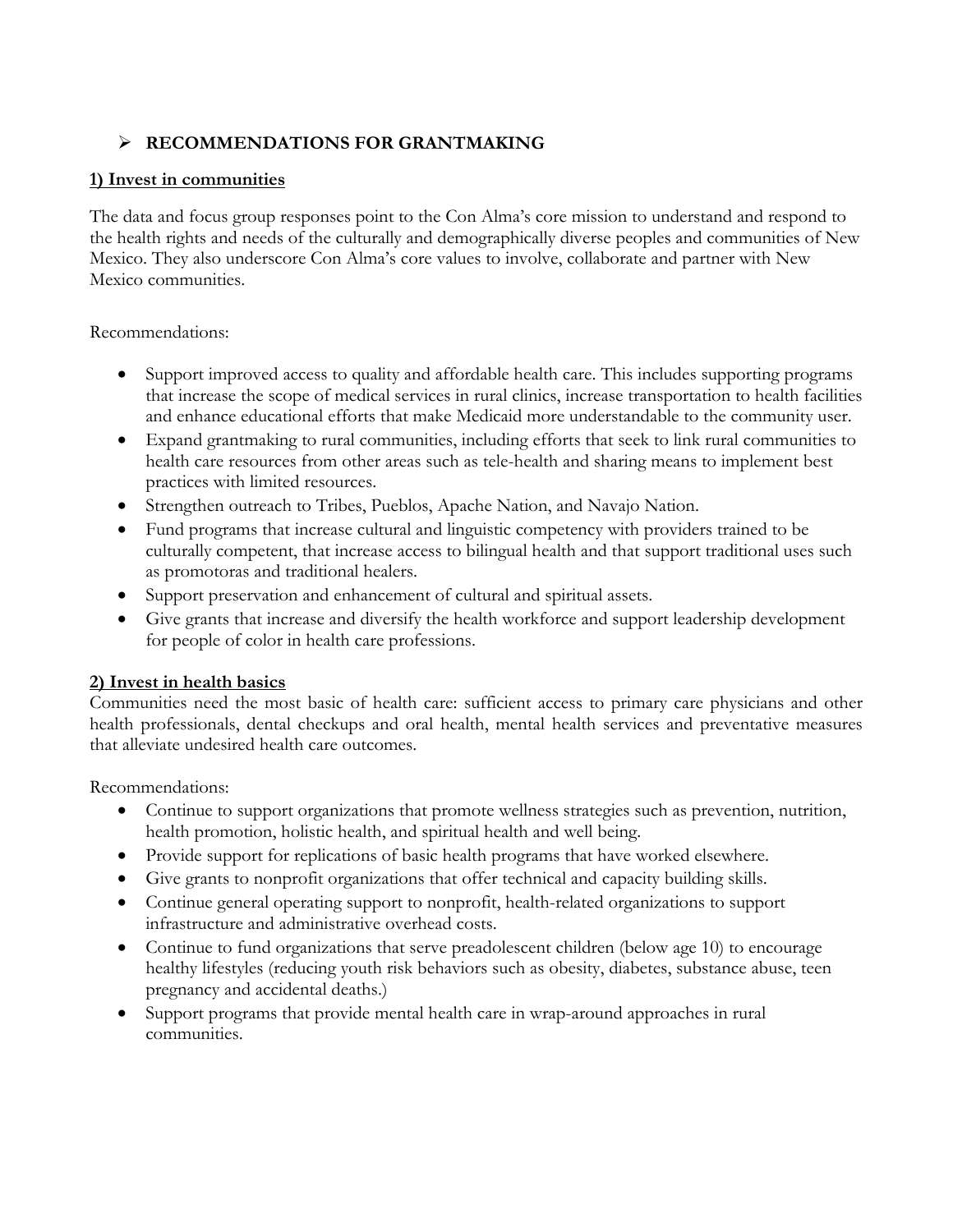## ➢ RECOMMENDATIONS FOR GRANTMAKING

### 1) Invest in communities

The data and focus group responses point to the Con Alma's core mission to understand and respond to the health rights and needs of the culturally and demographically diverse peoples and communities of New Mexico. They also underscore Con Alma's core values to involve, collaborate and partner with New Mexico communities.

Recommendations:

- Support improved access to quality and affordable health care. This includes supporting programs that increase the scope of medical services in rural clinics, increase transportation to health facilities and enhance educational efforts that make Medicaid more understandable to the community user.
- Expand grantmaking to rural communities, including efforts that seek to link rural communities to health care resources from other areas such as tele-health and sharing means to implement best practices with limited resources.
- Strengthen outreach to Tribes, Pueblos, Apache Nation, and Navajo Nation.
- Fund programs that increase cultural and linguistic competency with providers trained to be culturally competent, that increase access to bilingual health and that support traditional uses such as promotoras and traditional healers.
- Support preservation and enhancement of cultural and spiritual assets.
- Give grants that increase and diversify the health workforce and support leadership development for people of color in health care professions.

### 2) Invest in health basics

Communities need the most basic of health care: sufficient access to primary care physicians and other health professionals, dental checkups and oral health, mental health services and preventative measures that alleviate undesired health care outcomes.

Recommendations:

- Continue to support organizations that promote wellness strategies such as prevention, nutrition, health promotion, holistic health, and spiritual health and well being.
- Provide support for replications of basic health programs that have worked elsewhere.
- Give grants to nonprofit organizations that offer technical and capacity building skills.
- Continue general operating support to nonprofit, health-related organizations to support infrastructure and administrative overhead costs.
- Continue to fund organizations that serve preadolescent children (below age 10) to encourage healthy lifestyles (reducing youth risk behaviors such as obesity, diabetes, substance abuse, teen pregnancy and accidental deaths.)
- Support programs that provide mental health care in wrap-around approaches in rural communities.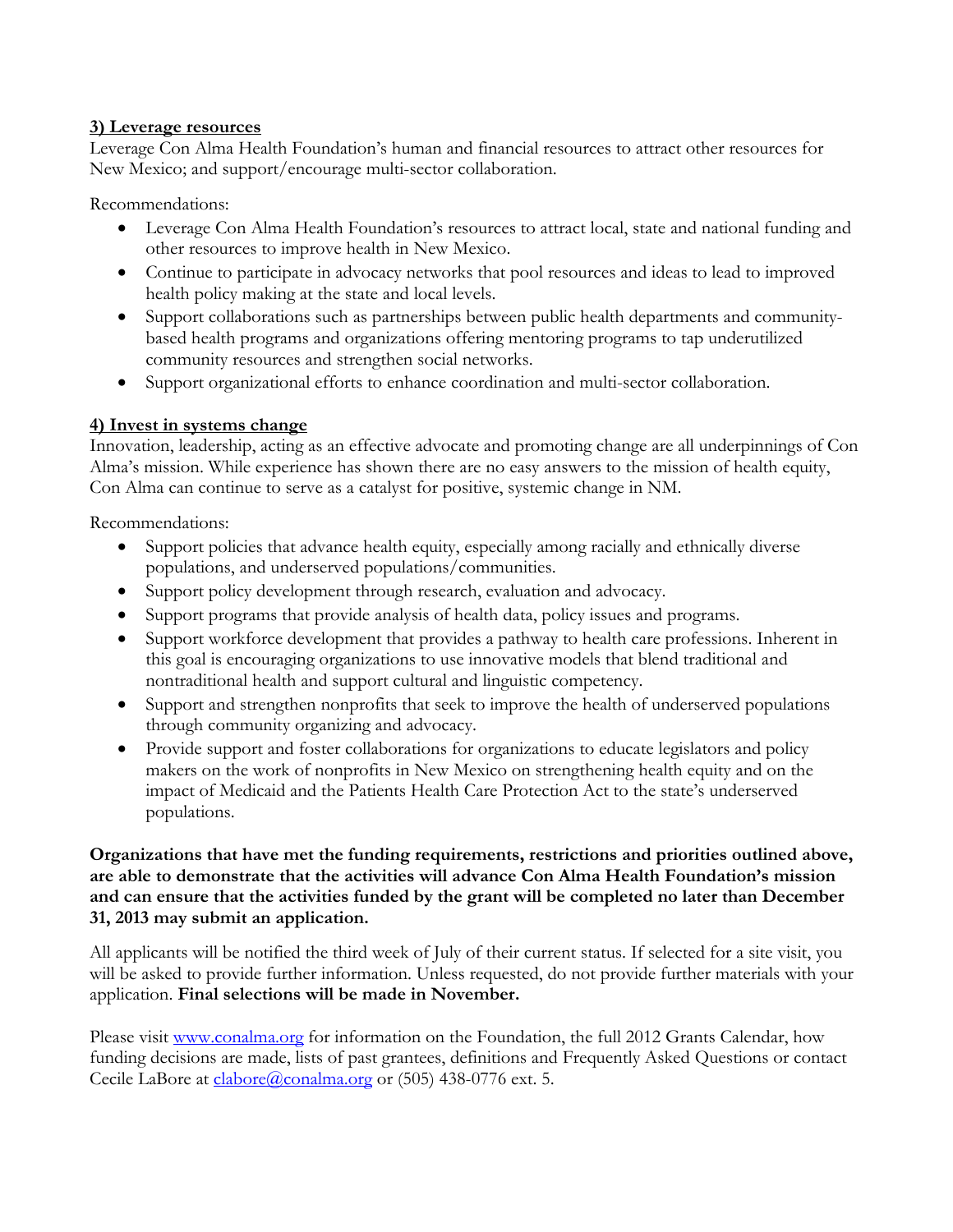**3) Leverage resources**

Leverage Con Alma Health Foundation's human and financial resources to attract other resources for New Mexico; and support/encourage multi-sector collaboration.

Recommendations:

- Leverage Con Alma Health Foundation's resources to attract local, state and national funding and other resources to improve health in New Mexico.
- Continue to participate in advocacy networks that pool resources and ideas to lead to improved health policy making at the state and local levels.
- Support collaborations such as partnerships between public health departments and community-based health programs and organizations offering mentoring programs to tap underutilized community resources and strengthen social networks.
- Support organizational efforts to enhance coordination and multi-sector collaboration.

**4) Invest in systems change**

Innovation, leadership, acting as an effective advocate and promoting change are all underpinnings of Con Alma's mission. While experience has shown there are no easy answers to the mission of health equity, Con Alma can continue to serve as a catalyst for positive, systemic change in NM.

Recommendations:

- Support policies that advance health equity, especially among racially and ethnically diverse populations, and underserved populations/communities.
- Support policy development through research, evaluation and advocacy.
- Support programs that provide analysis of health data, policy issues and programs.
- Support workforce development that provides a pathway to health care professions. Inherent in this goal is encouraging organizations to use innovative models that blend traditional and nontraditional health and support cultural and linguistic competency.
- Support and strengthen nonprofits that seek to improve the health of underserved populations through community organizing and advocacy.
- Provide support and foster collaborations for organizations to educate legislators and policy makers on the work of nonprofits in New Mexico on strengthening health equity and on the impact of Medicaid and the Patients Health Care Protection Act to the state's underserved populations.

**Organizations that have met the funding requirements, restrictions and priorities outlined above, are able to demonstrate that the activities will advance Con Alma Health Foundation's mission and can ensure that the activities funded by the grant will be completed no later than December 31, 2013 may submit an application.**

All applicants will be notified the third week of July of their current status. If selected for a site visit, you will be asked to provide further information. Unless requested, do not provide further materials with your application. **Final selections will be made in November.**

Please visit [www.conalma.org](http://www.conalma.org) for information on the Foundation, the full 2012 Grants Calendar, how funding decisions are made, lists of past grantees, definitions and Frequently Asked Questions or contact Cecile LaBore at [clabore@conalma.org](mailto:clabore@conalma.org) or (505) 438-0776 ext. 5.